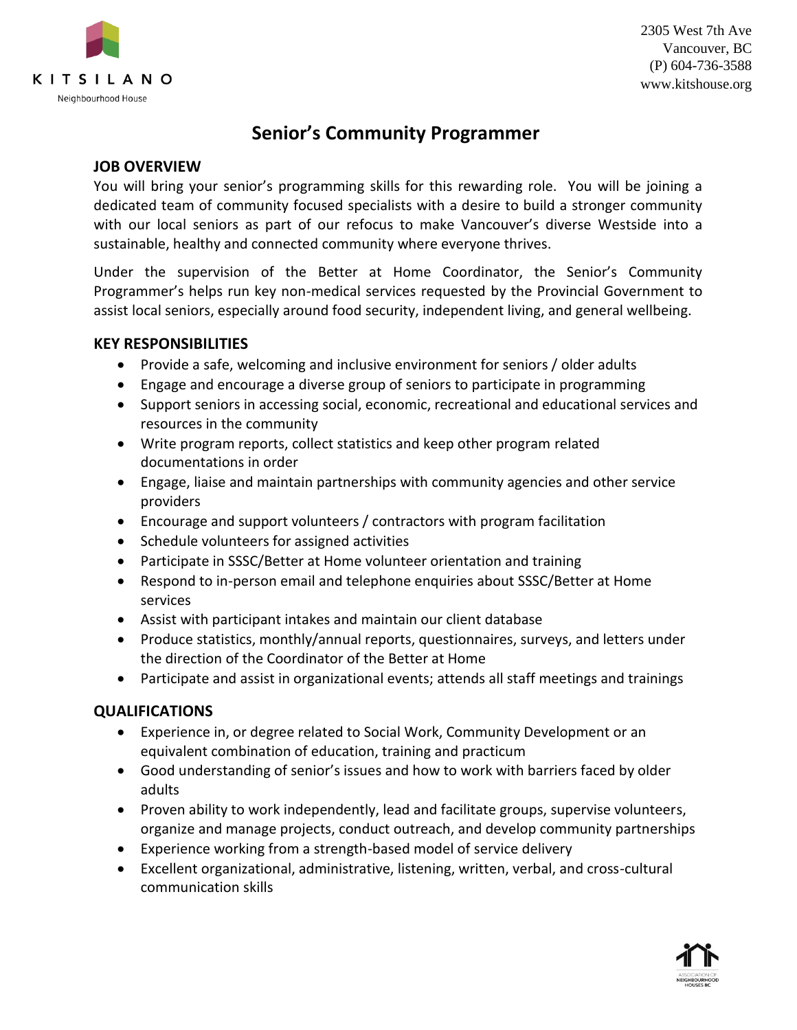KITSILANO
Neighbourhood House

2305 West 7th Ave
Vancouver, BC
(P) 604-736-3588
www.kitshouse.org

# Senior's Community Programmer

## JOB OVERVIEW

You will bring your senior's programming skills for this rewarding role. You will be joining a dedicated team of community focused specialists with a desire to build a stronger community with our local seniors as part of our refocus to make Vancouver's diverse Westside into a sustainable, healthy and connected community where everyone thrives.

Under the supervision of the Better at Home Coordinator, the Senior's Community Programmer's helps run key non-medical services requested by the Provincial Government to assist local seniors, especially around food security, independent living, and general wellbeing.

## KEY RESPONSIBILITIES

- Provide a safe, welcoming and inclusive environment for seniors / older adults
- Engage and encourage a diverse group of seniors to participate in programming
- Support seniors in accessing social, economic, recreational and educational services and resources in the community
- Write program reports, collect statistics and keep other program related documentations in order
- Engage, liaise and maintain partnerships with community agencies and other service providers
- Encourage and support volunteers / contractors with program facilitation
- Schedule volunteers for assigned activities
- Participate in SSSC/Better at Home volunteer orientation and training
- Respond to in-person email and telephone enquiries about SSSC/Better at Home services
- Assist with participant intakes and maintain our client database
- Produce statistics, monthly/annual reports, questionnaires, surveys, and letters under the direction of the Coordinator of the Better at Home
- Participate and assist in organizational events; attends all staff meetings and trainings

## QUALIFICATIONS

- Experience in, or degree related to Social Work, Community Development or an equivalent combination of education, training and practicum
- Good understanding of senior's issues and how to work with barriers faced by older adults
- Proven ability to work independently, lead and facilitate groups, supervise volunteers, organize and manage projects, conduct outreach, and develop community partnerships
- Experience working from a strength-based model of service delivery
- Excellent organizational, administrative, listening, written, verbal, and cross-cultural communication skills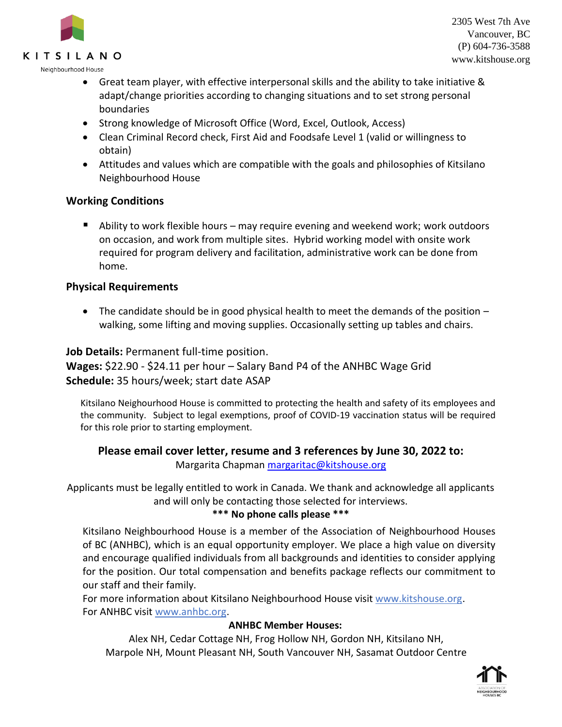- Great team player, with effective interpersonal skills and the ability to take initiative & adapt/change priorities according to changing situations and to set strong personal boundaries
- Strong knowledge of Microsoft Office (Word, Excel, Outlook, Access)
- Clean Criminal Record check, First Aid and Foodsafe Level 1 (valid or willingness to obtain)
- Attitudes and values which are compatible with the goals and philosophies of Kitsilano Neighbourhood House

### Working Conditions

- Ability to work flexible hours – may require evening and weekend work; work outdoors on occasion, and work from multiple sites. Hybrid working model with onsite work required for program delivery and facilitation, administrative work can be done from home.

### Physical Requirements

- The candidate should be in good physical health to meet the demands of the position – walking, some lifting and moving supplies. Occasionally setting up tables and chairs.

**Job Details:** Permanent full-time position.
**Wages:** $22.90 - $24.11 per hour – Salary Band P4 of the ANHBC Wage Grid
**Schedule:** 35 hours/week; start date ASAP

Kitsilano Neighourhood House is committed to protecting the health and safety of its employees and the community. Subject to legal exemptions, proof of COVID-19 vaccination status will be required for this role prior to starting employment.

**Please email cover letter, resume and 3 references by June 30, 2022 to:**
Margarita Chapman margaritac@kitshouse.org

Applicants must be legally entitled to work in Canada. We thank and acknowledge all applicants and will only be contacting those selected for interviews.

**\*\*\* No phone calls please \*\*\***

Kitsilano Neighbourhood House is a member of the Association of Neighbourhood Houses of BC (ANHBC), which is an equal opportunity employer. We place a high value on diversity and encourage qualified individuals from all backgrounds and identities to consider applying for the position. Our total compensation and benefits package reflects our commitment to our staff and their family.
For more information about Kitsilano Neighbourhood House visit www.kitshouse.org.
For ANHBC visit www.anhbc.org.

**ANHBC Member Houses:**
Alex NH, Cedar Cottage NH, Frog Hollow NH, Gordon NH, Kitsilano NH,
Marpole NH, Mount Pleasant NH, South Vancouver NH, Sasamat Outdoor Centre